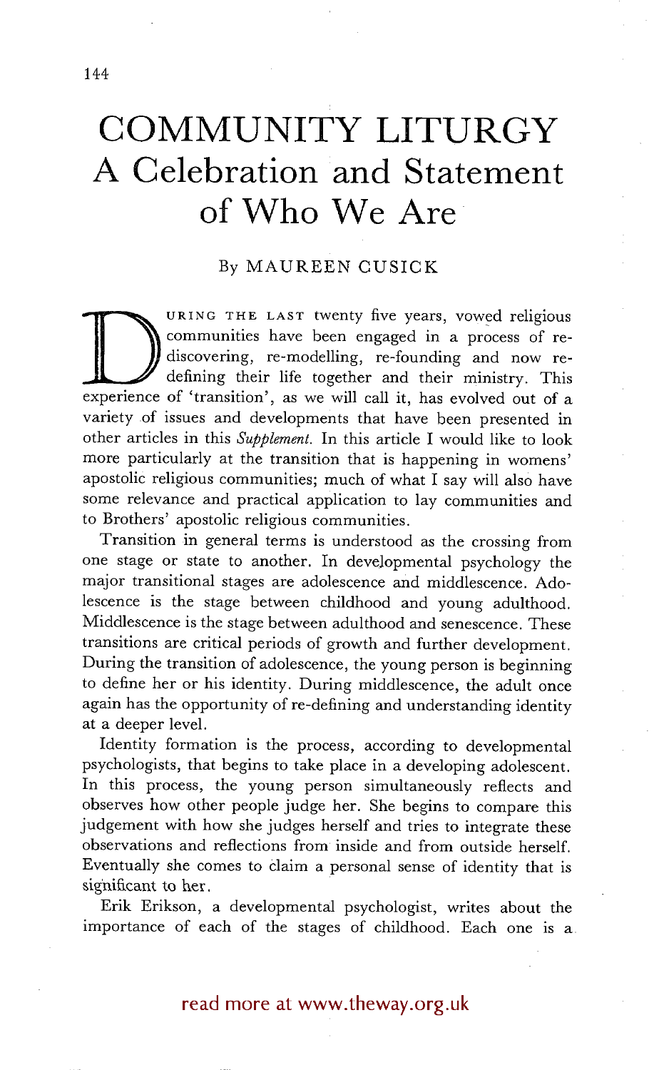# COMMUNITY LITURGY
## A Celebration and Statement of Who We Are

By MAUREEN CUSICK

DURING THE LAST twenty five years, vowed religious communities have been engaged in a process of re-discovering, re-modelling, re-founding and now re-defining their life together and their ministry. This experience of 'transition', as we will call it, has evolved out of a variety of issues and developments that have been presented in other articles in this *Supplement.* In this article I would like to look more particularly at the transition that is happening in womens' apostolic religious communities; much of what I say will also have some relevance and practical application to lay communities and to Brothers' apostolic religious communities.

Transition in general terms is understood as the crossing from one stage or state to another. In developmental psychology the major transitional stages are adolescence and middlescence. Adolescence is the stage between childhood and young adulthood. Middlescence is the stage between adulthood and senescence. These transitions are critical periods of growth and further development. During the transition of adolescence, the young person is beginning to define her or his identity. During middlescence, the adult once again has the opportunity of re-defining and understanding identity at a deeper level.

Identity formation is the process, according to developmental psychologists, that begins to take place in a developing adolescent. In this process, the young person simultaneously reflects and observes how other people judge her. She begins to compare this judgement with how she judges herself and tries to integrate these observations and reflections from inside and from outside herself. Eventually she comes to claim a personal sense of identity that is significant to her.

Erik Erikson, a developmental psychologist, writes about the importance of each of the stages of childhood. Each one is a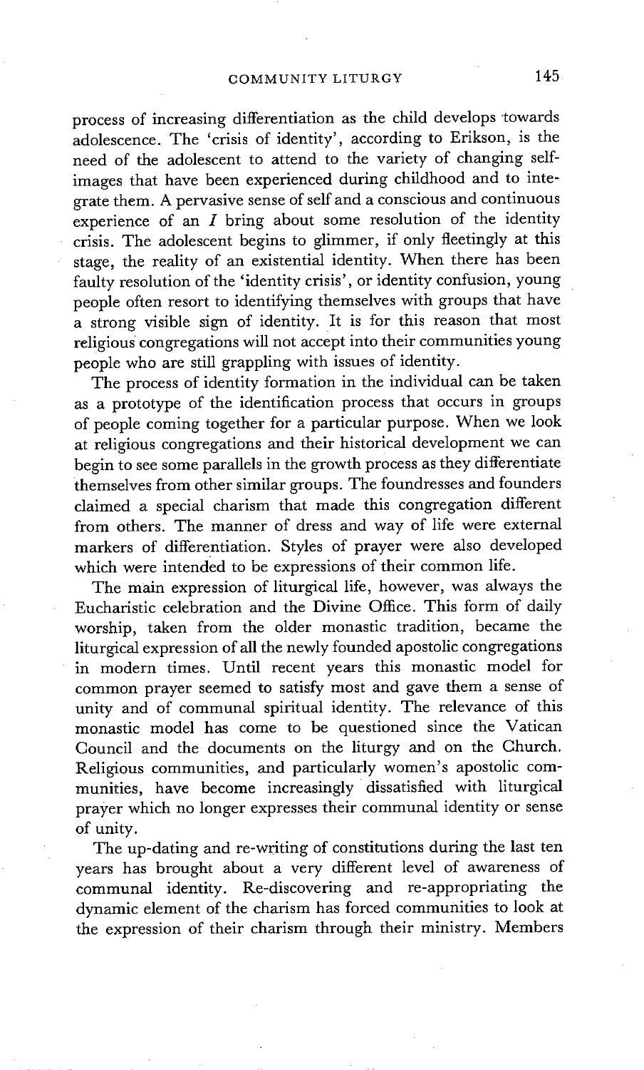process of increasing differentiation as the child develops towards adolescence. The 'crisis of identity', according to Erikson, is the need of the adolescent to attend to the variety of changing self-images that have been experienced during childhood and to integrate them. A pervasive sense of self and a conscious and continuous experience of an *I* bring about some resolution of the identity crisis. The adolescent begins to glimmer, if only fleetingly at this stage, the reality of an existential identity. When there has been faulty resolution of the 'identity crisis', or identity confusion, young people often resort to identifying themselves with groups that have a strong visible sign of identity. It is for this reason that most religious congregations will not accept into their communities young people who are still grappling with issues of identity.

The process of identity formation in the individual can be taken as a prototype of the identification process that occurs in groups of people coming together for a particular purpose. When we look at religious congregations and their historical development we can begin to see some parallels in the growth process as they differentiate themselves from other similar groups. The foundresses and founders claimed a special charism that made this congregation different from others. The manner of dress and way of life were external markers of differentiation. Styles of prayer were also developed which were intended to be expressions of their common life.

The main expression of liturgical life, however, was always the Eucharistic celebration and the Divine Office. This form of daily worship, taken from the older monastic tradition, became the liturgical expression of all the newly founded apostolic congregations in modern times. Until recent years this monastic model for common prayer seemed to satisfy most and gave them a sense of unity and of communal spiritual identity. The relevance of this monastic model has come to be questioned since the Vatican Council and the documents on the liturgy and on the Church. Religious communities, and particularly women's apostolic communities, have become increasingly dissatisfied with liturgical prayer which no longer expresses their communal identity or sense of unity.

The up-dating and re-writing of constitutions during the last ten years has brought about a very different level of awareness of communal identity. Re-discovering and re-appropriating the dynamic element of the charism has forced communities to look at the expression of their charism through their ministry. Members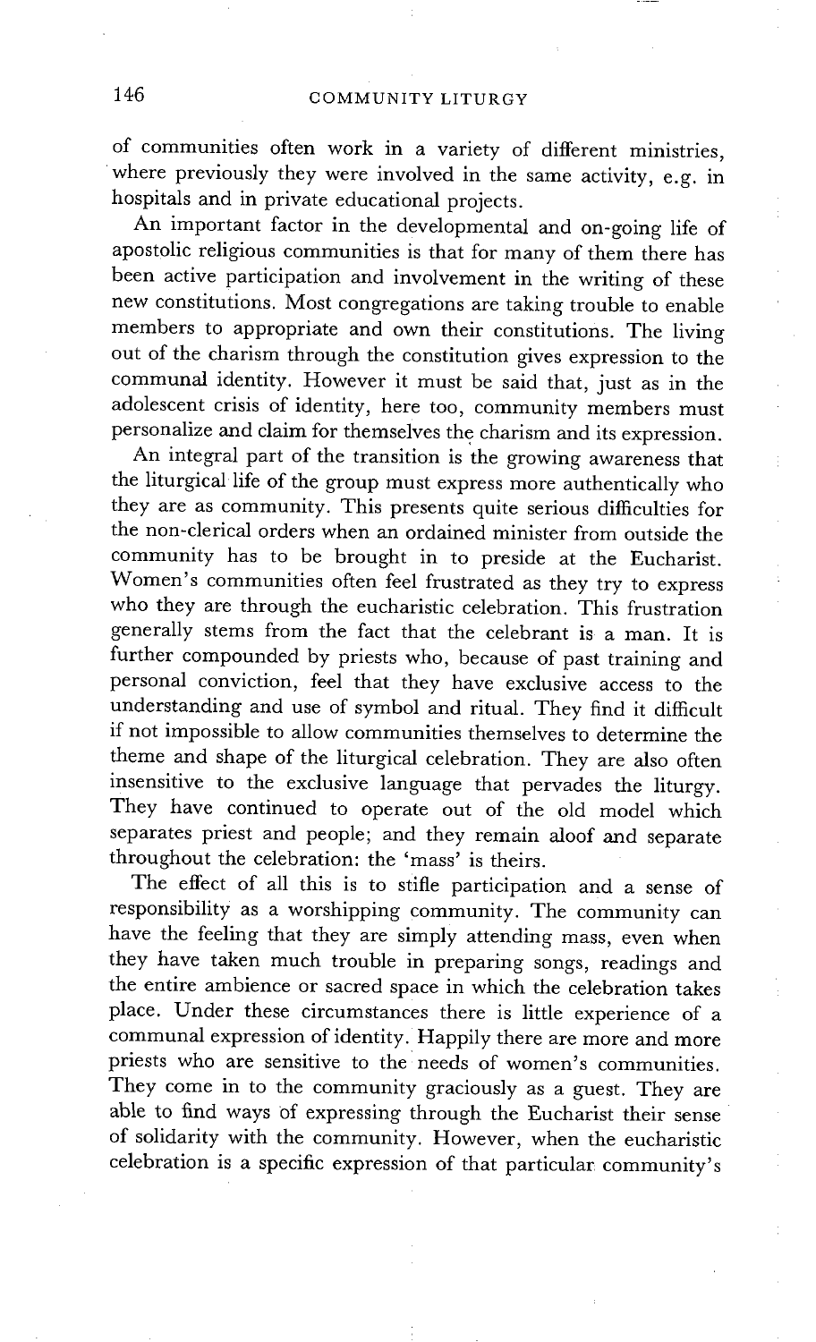of communities often work in a variety of different ministries, where previously they were involved in the same activity, e.g. in hospitals and in private educational projects.

An important factor in the developmental and on-going life of apostolic religious communities is that for many of them there has been active participation and involvement in the writing of these new constitutions. Most congregations are taking trouble to enable members to appropriate and own their constitutions. The living out of the charism through the constitution gives expression to the communal identity. However it must be said that, just as in the adolescent crisis of identity, here too, community members must personalize and claim for themselves the charism and its expression.

An integral part of the transition is the growing awareness that the liturgical life of the group must express more authentically who they are as community. This presents quite serious difficulties for the non-clerical orders when an ordained minister from outside the community has to be brought in to preside at the Eucharist. Women's communities often feel frustrated as they try to express who they are through the eucharistic celebration. This frustration generally stems from the fact that the celebrant is a man. It is further compounded by priests who, because of past training and personal conviction, feel that they have exclusive access to the understanding and use of symbol and ritual. They find it difficult if not impossible to allow communities themselves to determine the theme and shape of the liturgical celebration. They are also often insensitive to the exclusive language that pervades the liturgy. They have continued to operate out of the old model which separates priest and people; and they remain aloof and separate throughout the celebration: the 'mass' is theirs.

The effect of all this is to stifle participation and a sense of responsibility as a worshipping community. The community can have the feeling that they are simply attending mass, even when they have taken much trouble in preparing songs, readings and the entire ambience or sacred space in which the celebration takes place. Under these circumstances there is little experience of a communal expression of identity. Happily there are more and more priests who are sensitive to the needs of women's communities. They come in to the community graciously as a guest. They are able to find ways of expressing through the Eucharist their sense of solidarity with the community. However, when the eucharistic celebration is a specific expression of that particular community's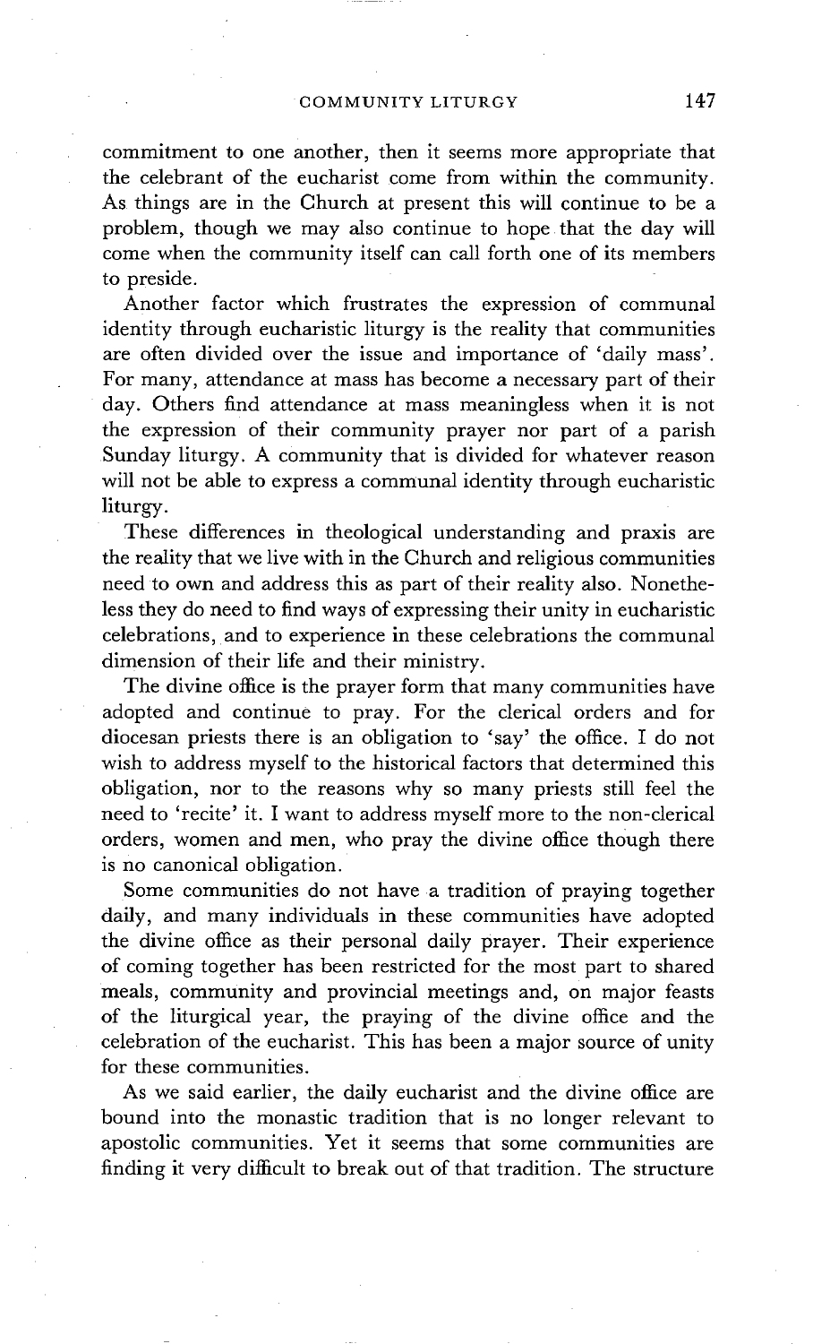commitment to one another, then it seems more appropriate that the celebrant of the eucharist come from within the community. As things are in the Church at present this will continue to be a problem, though we may also continue to hope that the day will come when the community itself can call forth one of its members to preside.

Another factor which frustrates the expression of communal identity through eucharistic liturgy is the reality that communities are often divided over the issue and importance of 'daily mass'. For many, attendance at mass has become a necessary part of their day. Others find attendance at mass meaningless when it is not the expression of their community prayer nor part of a parish Sunday liturgy. A community that is divided for whatever reason will not be able to express a communal identity through eucharistic liturgy.

These differences in theological understanding and praxis are the reality that we live with in the Church and religious communities need to own and address this as part of their reality also. Nonetheless they do need to find ways of expressing their unity in eucharistic celebrations, and to experience in these celebrations the communal dimension of their life and their ministry.

The divine office is the prayer form that many communities have adopted and continue to pray. For the clerical orders and for diocesan priests there is an obligation to 'say' the office. I do not wish to address myself to the historical factors that determined this obligation, nor to the reasons why so many priests still feel the need to 'recite' it. I want to address myself more to the non-clerical orders, women and men, who pray the divine office though there is no canonical obligation.

Some communities do not have a tradition of praying together daily, and many individuals in these communities have adopted the divine office as their personal daily prayer. Their experience of coming together has been restricted for the most part to shared meals, community and provincial meetings and, on major feasts of the liturgical year, the praying of the divine office and the celebration of the eucharist. This has been a major source of unity for these communities.

As we said earlier, the daily eucharist and the divine office are bound into the monastic tradition that is no longer relevant to apostolic communities. Yet it seems that some communities are finding it very difficult to break out of that tradition. The structure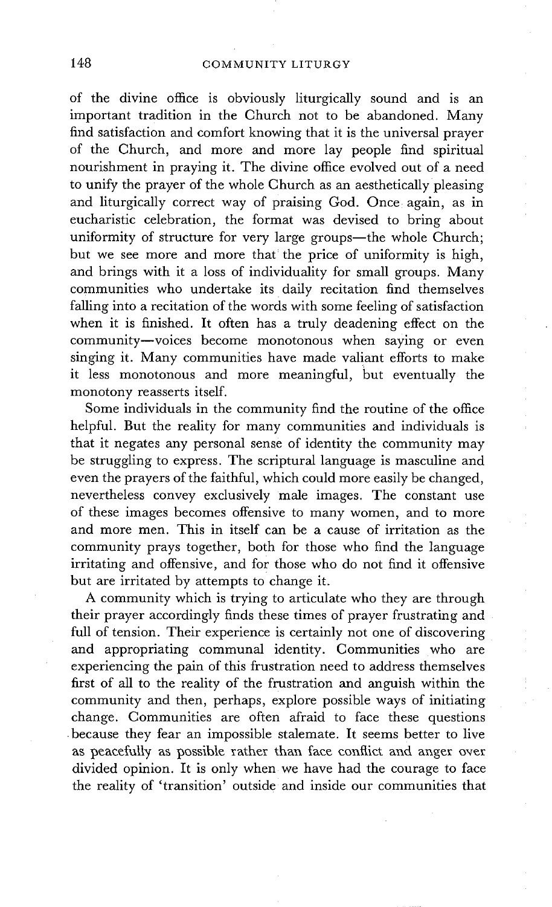of the divine office is obviously liturgically sound and is an important tradition in the Church not to be abandoned. Many find satisfaction and comfort knowing that it is the universal prayer of the Church, and more and more lay people find spiritual nourishment in praying it. The divine office evolved out of a need to unify the prayer of the whole Church as an aesthetically pleasing and liturgically correct way of praising God. Once again, as in eucharistic celebration, the format was devised to bring about uniformity of structure for very large groups—the whole Church; but we see more and more that the price of uniformity is high, and brings with it a loss of individuality for small groups. Many communities who undertake its daily recitation find themselves falling into a recitation of the words with some feeling of satisfaction when it is finished. It often has a truly deadening effect on the community—voices become monotonous when saying or even singing it. Many communities have made valiant efforts to make it less monotonous and more meaningful, but eventually the monotony reasserts itself.

Some individuals in the community find the routine of the office helpful. But the reality for many communities and individuals is that it negates any personal sense of identity the community may be struggling to express. The scriptural language is masculine and even the prayers of the faithful, which could more easily be changed, nevertheless convey exclusively male images. The constant use of these images becomes offensive to many women, and to more and more men. This in itself can be a cause of irritation as the community prays together, both for those who find the language irritating and offensive, and for those who do not find it offensive but are irritated by attempts to change it.

A community which is trying to articulate who they are through their prayer accordingly finds these times of prayer frustrating and full of tension. Their experience is certainly not one of discovering and appropriating communal identity. Communities who are experiencing the pain of this frustration need to address themselves first of all to the reality of the frustration and anguish within the community and then, perhaps, explore possible ways of initiating change. Communities are often afraid to face these questions because they fear an impossible stalemate. It seems better to live as peacefully as possible rather than face conflict and anger over divided opinion. It is only when we have had the courage to face the reality of 'transition' outside and inside our communities that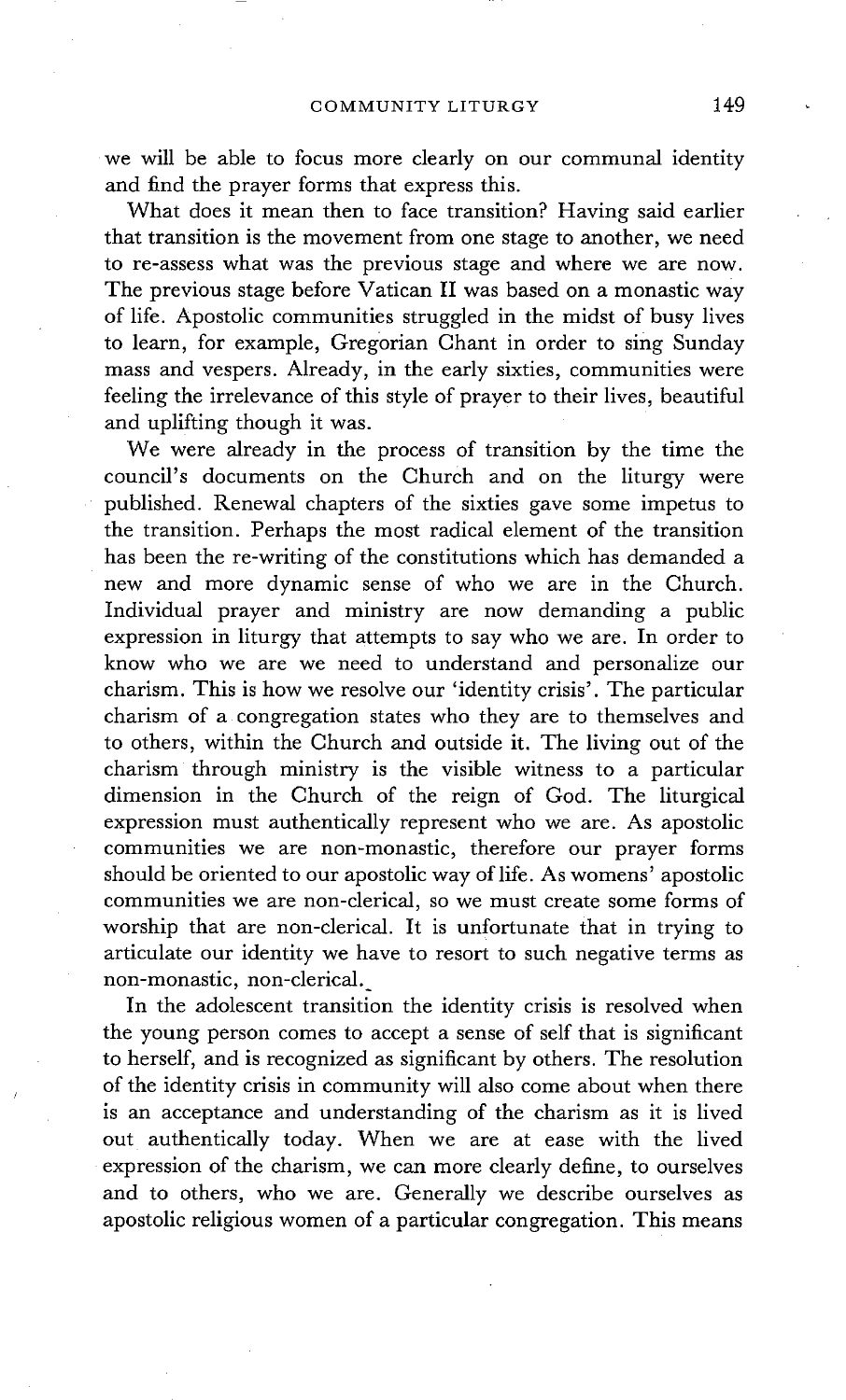we will be able to focus more clearly on our communal identity and find the prayer forms that express this.

What does it mean then to face transition? Having said earlier that transition is the movement from one stage to another, we need to re-assess what was the previous stage and where we are now. The previous stage before Vatican II was based on a monastic way of life. Apostolic communities struggled in the midst of busy lives to learn, for example, Gregorian Chant in order to sing Sunday mass and vespers. Already, in the early sixties, communities were feeling the irrelevance of this style of prayer to their lives, beautiful and uplifting though it was.

We were already in the process of transition by the time the council's documents on the Church and on the liturgy were published. Renewal chapters of the sixties gave some impetus to the transition. Perhaps the most radical element of the transition has been the re-writing of the constitutions which has demanded a new and more dynamic sense of who we are in the Church. Individual prayer and ministry are now demanding a public expression in liturgy that attempts to say who we are. In order to know who we are we need to understand and personalize our charism. This is how we resolve our 'identity crisis'. The particular charism of a congregation states who they are to themselves and to others, within the Church and outside it. The living out of the charism through ministry is the visible witness to a particular dimension in the Church of the reign of God. The liturgical expression must authentically represent who we are. As apostolic communities we are non-monastic, therefore our prayer forms should be oriented to our apostolic way of life. As womens' apostolic communities we are non-clerical, so we must create some forms of worship that are non-clerical. It is unfortunate that in trying to articulate our identity we have to resort to such negative terms as non-monastic, non-clerical.

In the adolescent transition the identity crisis is resolved when the young person comes to accept a sense of self that is significant to herself, and is recognized as significant by others. The resolution of the identity crisis in community will also come about when there is an acceptance and understanding of the charism as it is lived out authentically today. When we are at ease with the lived expression of the charism, we can more clearly define, to ourselves and to others, who we are. Generally we describe ourselves as apostolic religious women of a particular congregation. This means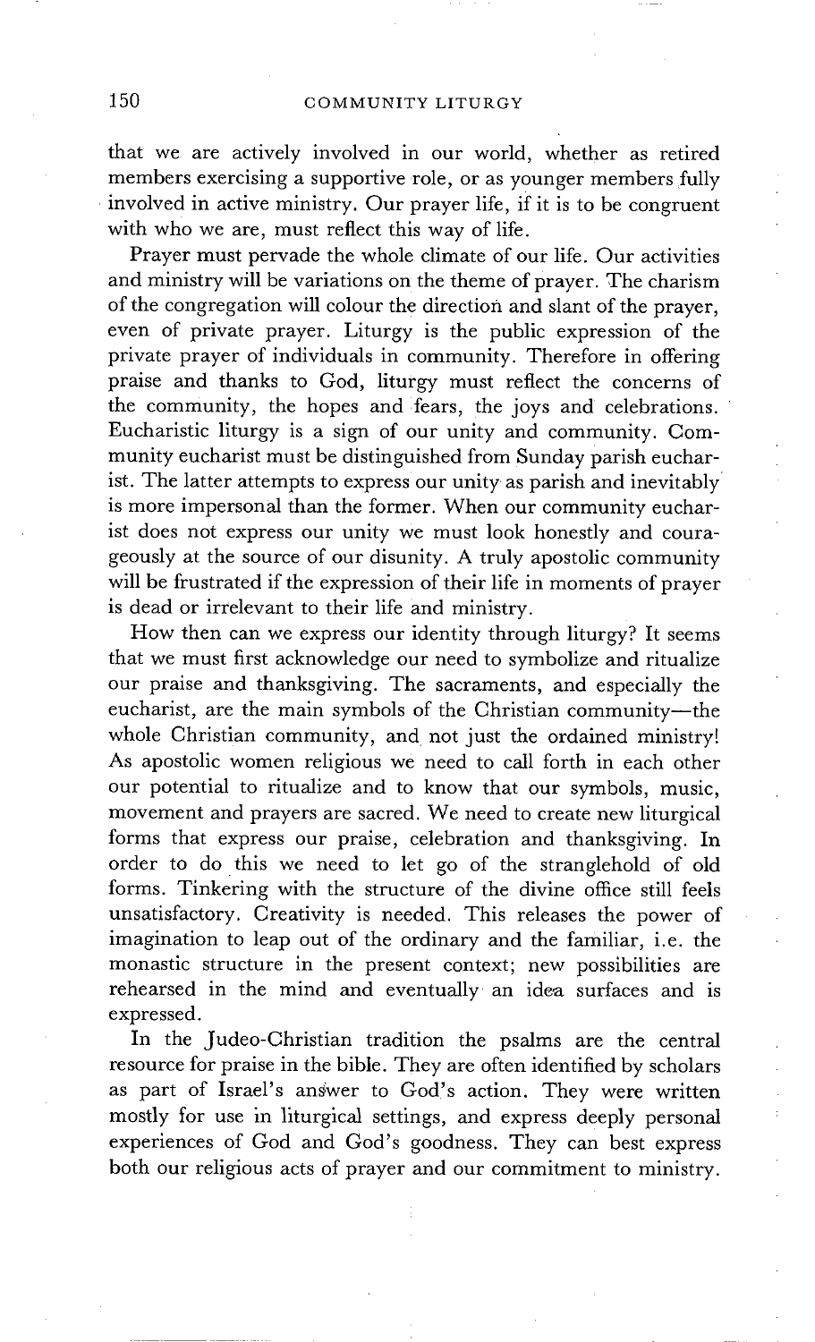that we are actively involved in our world, whether as retired members exercising a supportive role, or as younger members fully involved in active ministry. Our prayer life, if it is to be congruent with who we are, must reflect this way of life.

Prayer must pervade the whole climate of our life. Our activities and ministry will be variations on the theme of prayer. The charism of the congregation will colour the direction and slant of the prayer, even of private prayer. Liturgy is the public expression of the private prayer of individuals in community. Therefore in offering praise and thanks to God, liturgy must reflect the concerns of the community, the hopes and fears, the joys and celebrations. Eucharistic liturgy is a sign of our unity and community. Community eucharist must be distinguished from Sunday parish eucharist. The latter attempts to express our unity as parish and inevitably is more impersonal than the former. When our community eucharist does not express our unity we must look honestly and courageously at the source of our disunity. A truly apostolic community will be frustrated if the expression of their life in moments of prayer is dead or irrelevant to their life and ministry.

How then can we express our identity through liturgy? It seems that we must first acknowledge our need to symbolize and ritualize our praise and thanksgiving. The sacraments, and especially the eucharist, are the main symbols of the Christian community—the whole Christian community, and not just the ordained ministry! As apostolic women religious we need to call forth in each other our potential to ritualize and to know that our symbols, music, movement and prayers are sacred. We need to create new liturgical forms that express our praise, celebration and thanksgiving. In order to do this we need to let go of the stranglehold of old forms. Tinkering with the structure of the divine office still feels unsatisfactory. Creativity is needed. This releases the power of imagination to leap out of the ordinary and the familiar, i.e. the monastic structure in the present context; new possibilities are rehearsed in the mind and eventually an idea surfaces and is expressed.

In the Judeo-Christian tradition the psalms are the central resource for praise in the bible. They are often identified by scholars as part of Israel's answer to God's action. They were written mostly for use in liturgical settings, and express deeply personal experiences of God and God's goodness. They can best express both our religious acts of prayer and our commitment to ministry.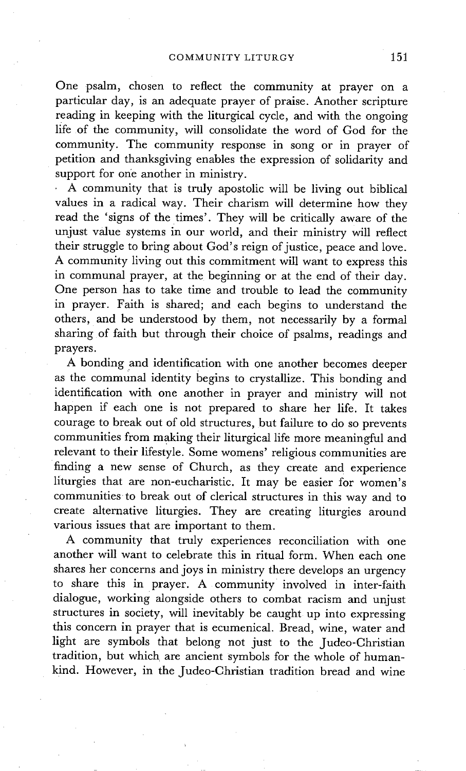One psalm, chosen to reflect the community at prayer on a particular day, is an adequate prayer of praise. Another scripture reading in keeping with the liturgical cycle, and with the ongoing life of the community, will consolidate the word of God for the community. The community response in song or in prayer of petition and thanksgiving enables the expression of solidarity and support for one another in ministry.

A community that is truly apostolic will be living out biblical values in a radical way. Their charism will determine how they read the 'signs of the times'. They will be critically aware of the unjust value systems in our world, and their ministry will reflect their struggle to bring about God's reign of justice, peace and love. A community living out this commitment will want to express this in communal prayer, at the beginning or at the end of their day. One person has to take time and trouble to lead the community in prayer. Faith is shared; and each begins to understand the others, and be understood by them, not necessarily by a formal sharing of faith but through their choice of psalms, readings and prayers.

A bonding and identification with one another becomes deeper as the communal identity begins to crystallize. This bonding and identification with one another in prayer and ministry will not happen if each one is not prepared to share her life. It takes courage to break out of old structures, but failure to do so prevents communities from making their liturgical life more meaningful and relevant to their lifestyle. Some womens' religious communities are finding a new sense of Church, as they create and experience liturgies that are non-eucharistic. It may be easier for women's communities to break out of clerical structures in this way and to create alternative liturgies. They are creating liturgies around various issues that are important to them.

A community that truly experiences reconciliation with one another will want to celebrate this in ritual form. When each one shares her concerns and joys in ministry there develops an urgency to share this in prayer. A community involved in inter-faith dialogue, working alongside others to combat racism and unjust structures in society, will inevitably be caught up into expressing this concern in prayer that is ecumenical. Bread, wine, water and light are symbols that belong not just to the Judeo-Christian tradition, but which are ancient symbols for the whole of humankind. However, in the Judeo-Christian tradition bread and wine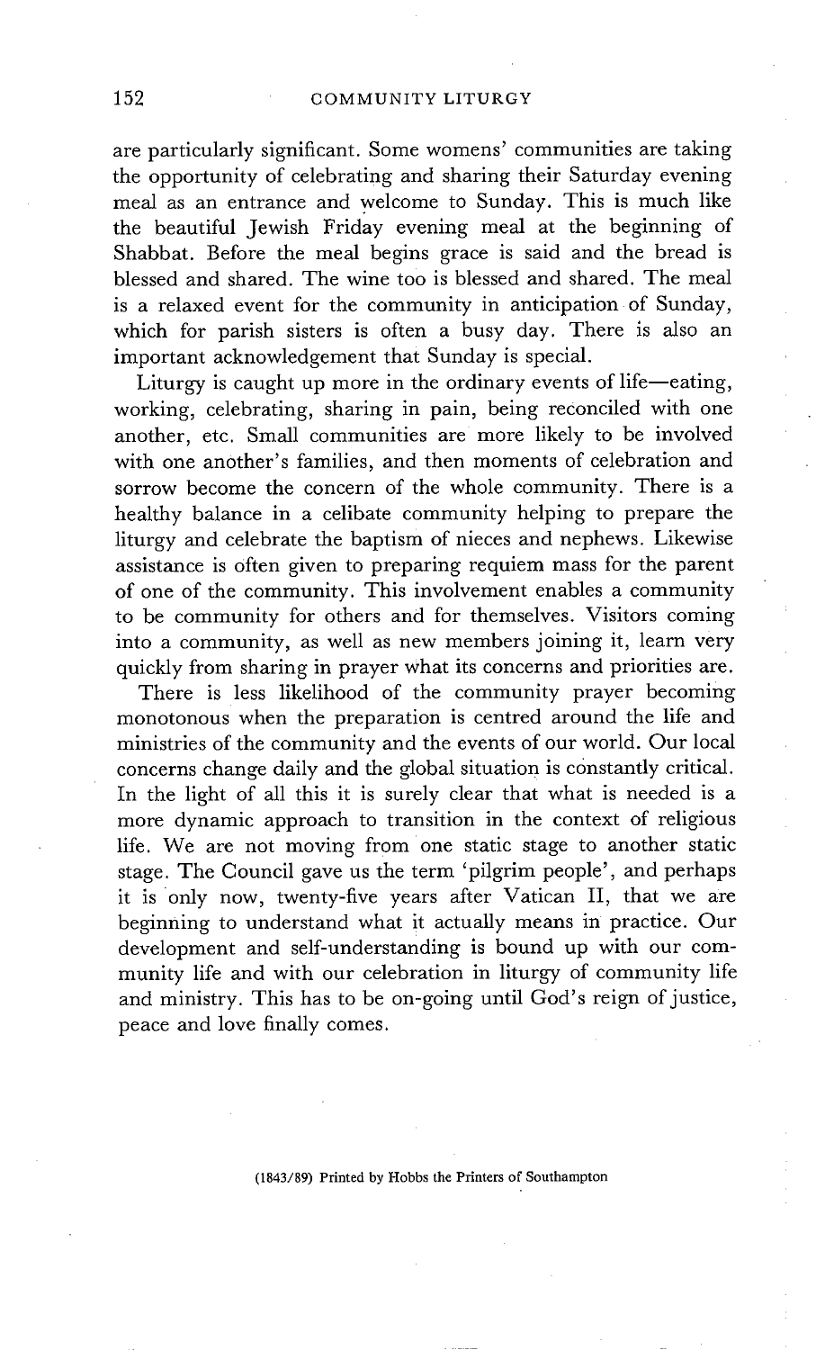are particularly significant. Some womens' communities are taking the opportunity of celebrating and sharing their Saturday evening meal as an entrance and welcome to Sunday. This is much like the beautiful Jewish Friday evening meal at the beginning of Shabbat. Before the meal begins grace is said and the bread is blessed and shared. The wine too is blessed and shared. The meal is a relaxed event for the community in anticipation of Sunday, which for parish sisters is often a busy day. There is also an important acknowledgement that Sunday is special.

Liturgy is caught up more in the ordinary events of life—eating, working, celebrating, sharing in pain, being reconciled with one another, etc. Small communities are more likely to be involved with one another's families, and then moments of celebration and sorrow become the concern of the whole community. There is a healthy balance in a celibate community helping to prepare the liturgy and celebrate the baptism of nieces and nephews. Likewise assistance is often given to preparing requiem mass for the parent of one of the community. This involvement enables a community to be community for others and for themselves. Visitors coming into a community, as well as new members joining it, learn very quickly from sharing in prayer what its concerns and priorities are.

There is less likelihood of the community prayer becoming monotonous when the preparation is centred around the life and ministries of the community and the events of our world. Our local concerns change daily and the global situation is constantly critical. In the light of all this it is surely clear that what is needed is a more dynamic approach to transition in the context of religious life. We are not moving from one static stage to another static stage. The Council gave us the term 'pilgrim people', and perhaps it is only now, twenty-five years after Vatican II, that we are beginning to understand what it actually means in practice. Our development and self-understanding is bound up with our community life and with our celebration in liturgy of community life and ministry. This has to be on-going until God's reign of justice, peace and love finally comes.

(1843/89) Printed by Hobbs the Printers of Southampton